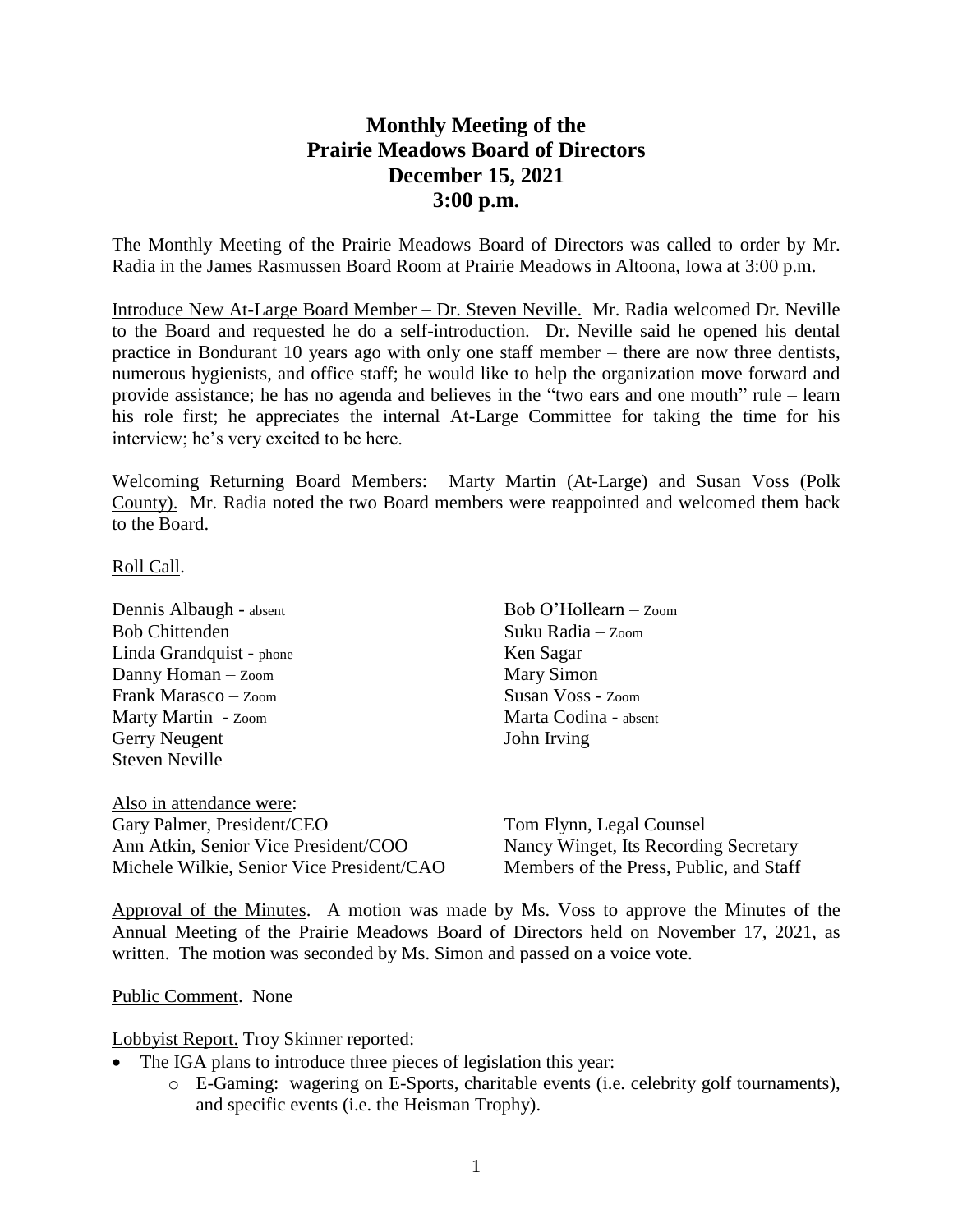# Monthly Meeting of the Prairie Meadows Board of Directors
## December 15, 2021
## 3:00 p.m.

The Monthly Meeting of the Prairie Meadows Board of Directors was called to order by Mr. Radia in the James Rasmussen Board Room at Prairie Meadows in Altoona, Iowa at 3:00 p.m.

Introduce New At-Large Board Member – Dr. Steven Neville. Mr. Radia welcomed Dr. Neville to the Board and requested he do a self-introduction. Dr. Neville said he opened his dental practice in Bondurant 10 years ago with only one staff member – there are now three dentists, numerous hygienists, and office staff; he would like to help the organization move forward and provide assistance; he has no agenda and believes in the "two ears and one mouth" rule – learn his role first; he appreciates the internal At-Large Committee for taking the time for his interview; he's very excited to be here.

Welcoming Returning Board Members: Marty Martin (At-Large) and Susan Voss (Polk County). Mr. Radia noted the two Board members were reappointed and welcomed them back to the Board.

Roll Call.

Dennis Albaugh - absent
Bob Chittenden
Linda Grandquist - phone
Danny Homan – Zoom
Frank Marasco – Zoom
Marty Martin - Zoom
Gerry Neugent
Steven Neville
Bob O'Hollearn – Zoom
Suku Radia – Zoom
Ken Sagar
Mary Simon
Susan Voss - Zoom
Marta Codina - absent
John Irving

Also in attendance were:
Gary Palmer, President/CEO
Ann Atkin, Senior Vice President/COO
Michele Wilkie, Senior Vice President/CAO
Tom Flynn, Legal Counsel
Nancy Winget, Its Recording Secretary
Members of the Press, Public, and Staff

Approval of the Minutes. A motion was made by Ms. Voss to approve the Minutes of the Annual Meeting of the Prairie Meadows Board of Directors held on November 17, 2021, as written. The motion was seconded by Ms. Simon and passed on a voice vote.

Public Comment. None

Lobbyist Report. Troy Skinner reported:

- The IGA plans to introduce three pieces of legislation this year:
  - E-Gaming: wagering on E-Sports, charitable events (i.e. celebrity golf tournaments), and specific events (i.e. the Heisman Trophy).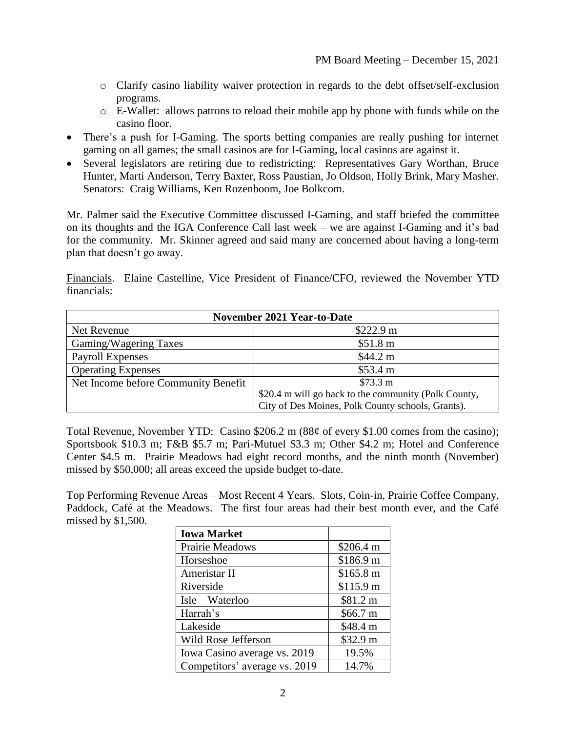- Clarify casino liability waiver protection in regards to the debt offset/self-exclusion programs.
  - E-Wallet: allows patrons to reload their mobile app by phone with funds while on the casino floor.
- There's a push for I-Gaming. The sports betting companies are really pushing for internet gaming on all games; the small casinos are for I-Gaming, local casinos are against it.
- Several legislators are retiring due to redistricting: Representatives Gary Worthan, Bruce Hunter, Marti Anderson, Terry Baxter, Ross Paustian, Jo Oldson, Holly Brink, Mary Masher. Senators: Craig Williams, Ken Rozenboom, Joe Bolkcom.

Mr. Palmer said the Executive Committee discussed I-Gaming, and staff briefed the committee on its thoughts and the IGA Conference Call last week – we are against I-Gaming and it's bad for the community. Mr. Skinner agreed and said many are concerned about having a long-term plan that doesn't go away.

Financials. Elaine Castelline, Vice President of Finance/CFO, reviewed the November YTD financials:

| November 2021 Year-to-Date | |
|---|---|
| Net Revenue | $222.9 m |
| Gaming/Wagering Taxes | $51.8 m |
| Payroll Expenses | $44.2 m |
| Operating Expenses | $53.4 m |
| Net Income before Community Benefit | $73.3 m<br>$20.4 m will go back to the community (Polk County, City of Des Moines, Polk County schools, Grants). |

Total Revenue, November YTD: Casino $206.2 m (88¢ of every $1.00 comes from the casino); Sportsbook $10.3 m; F&B $5.7 m; Pari-Mutuel $3.3 m; Other $4.2 m; Hotel and Conference Center $4.5 m. Prairie Meadows had eight record months, and the ninth month (November) missed by $50,000; all areas exceed the upside budget to-date.

Top Performing Revenue Areas – Most Recent 4 Years. Slots, Coin-in, Prairie Coffee Company, Paddock, Café at the Meadows. The first four areas had their best month ever, and the Café missed by $1,500.

| Iowa Market | |
|---|---|
| Prairie Meadows | $206.4 m |
| Horseshoe | $186.9 m |
| Ameristar II | $165.8 m |
| Riverside | $115.9 m |
| Isle – Waterloo | $81.2 m |
| Harrah's | $66.7 m |
| Lakeside | $48.4 m |
| Wild Rose Jefferson | $32.9 m |
| Iowa Casino average vs. 2019 | 19.5% |
| Competitors' average vs. 2019 | 14.7% |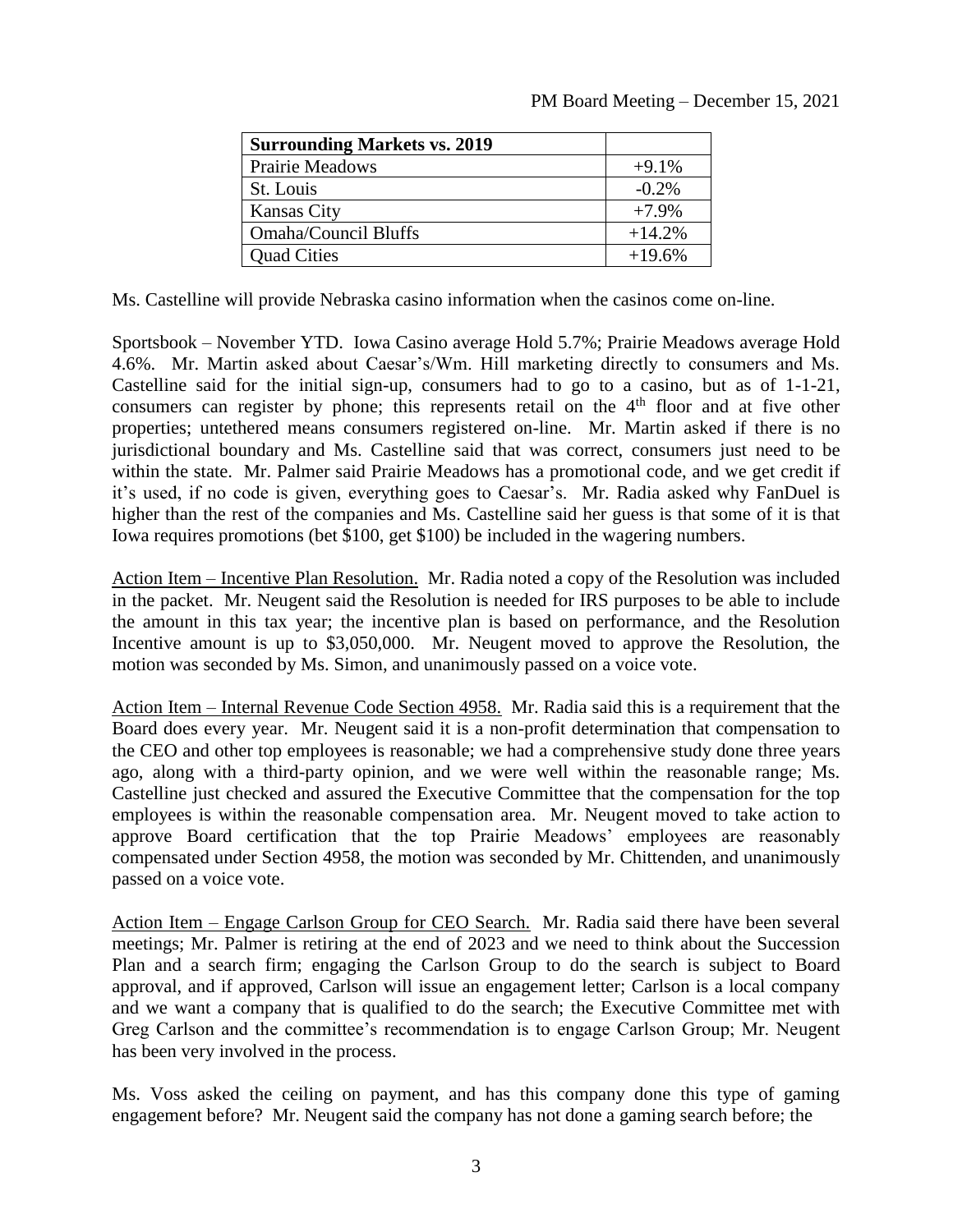| Surrounding Markets vs. 2019 | |
|---|---|
| Prairie Meadows | +9.1% |
| St. Louis | -0.2% |
| Kansas City | +7.9% |
| Omaha/Council Bluffs | +14.2% |
| Quad Cities | +19.6% |

Ms. Castelline will provide Nebraska casino information when the casinos come on-line.

Sportsbook – November YTD. Iowa Casino average Hold 5.7%; Prairie Meadows average Hold 4.6%. Mr. Martin asked about Caesar's/Wm. Hill marketing directly to consumers and Ms. Castelline said for the initial sign-up, consumers had to go to a casino, but as of 1-1-21, consumers can register by phone; this represents retail on the 4th floor and at five other properties; untethered means consumers registered on-line. Mr. Martin asked if there is no jurisdictional boundary and Ms. Castelline said that was correct, consumers just need to be within the state. Mr. Palmer said Prairie Meadows has a promotional code, and we get credit if it's used, if no code is given, everything goes to Caesar's. Mr. Radia asked why FanDuel is higher than the rest of the companies and Ms. Castelline said her guess is that some of it is that Iowa requires promotions (bet $100, get $100) be included in the wagering numbers.

Action Item – Incentive Plan Resolution. Mr. Radia noted a copy of the Resolution was included in the packet. Mr. Neugent said the Resolution is needed for IRS purposes to be able to include the amount in this tax year; the incentive plan is based on performance, and the Resolution Incentive amount is up to $3,050,000. Mr. Neugent moved to approve the Resolution, the motion was seconded by Ms. Simon, and unanimously passed on a voice vote.

Action Item – Internal Revenue Code Section 4958. Mr. Radia said this is a requirement that the Board does every year. Mr. Neugent said it is a non-profit determination that compensation to the CEO and other top employees is reasonable; we had a comprehensive study done three years ago, along with a third-party opinion, and we were well within the reasonable range; Ms. Castelline just checked and assured the Executive Committee that the compensation for the top employees is within the reasonable compensation area. Mr. Neugent moved to take action to approve Board certification that the top Prairie Meadows' employees are reasonably compensated under Section 4958, the motion was seconded by Mr. Chittenden, and unanimously passed on a voice vote.

Action Item – Engage Carlson Group for CEO Search. Mr. Radia said there have been several meetings; Mr. Palmer is retiring at the end of 2023 and we need to think about the Succession Plan and a search firm; engaging the Carlson Group to do the search is subject to Board approval, and if approved, Carlson will issue an engagement letter; Carlson is a local company and we want a company that is qualified to do the search; the Executive Committee met with Greg Carlson and the committee's recommendation is to engage Carlson Group; Mr. Neugent has been very involved in the process.

Ms. Voss asked the ceiling on payment, and has this company done this type of gaming engagement before? Mr. Neugent said the company has not done a gaming search before; the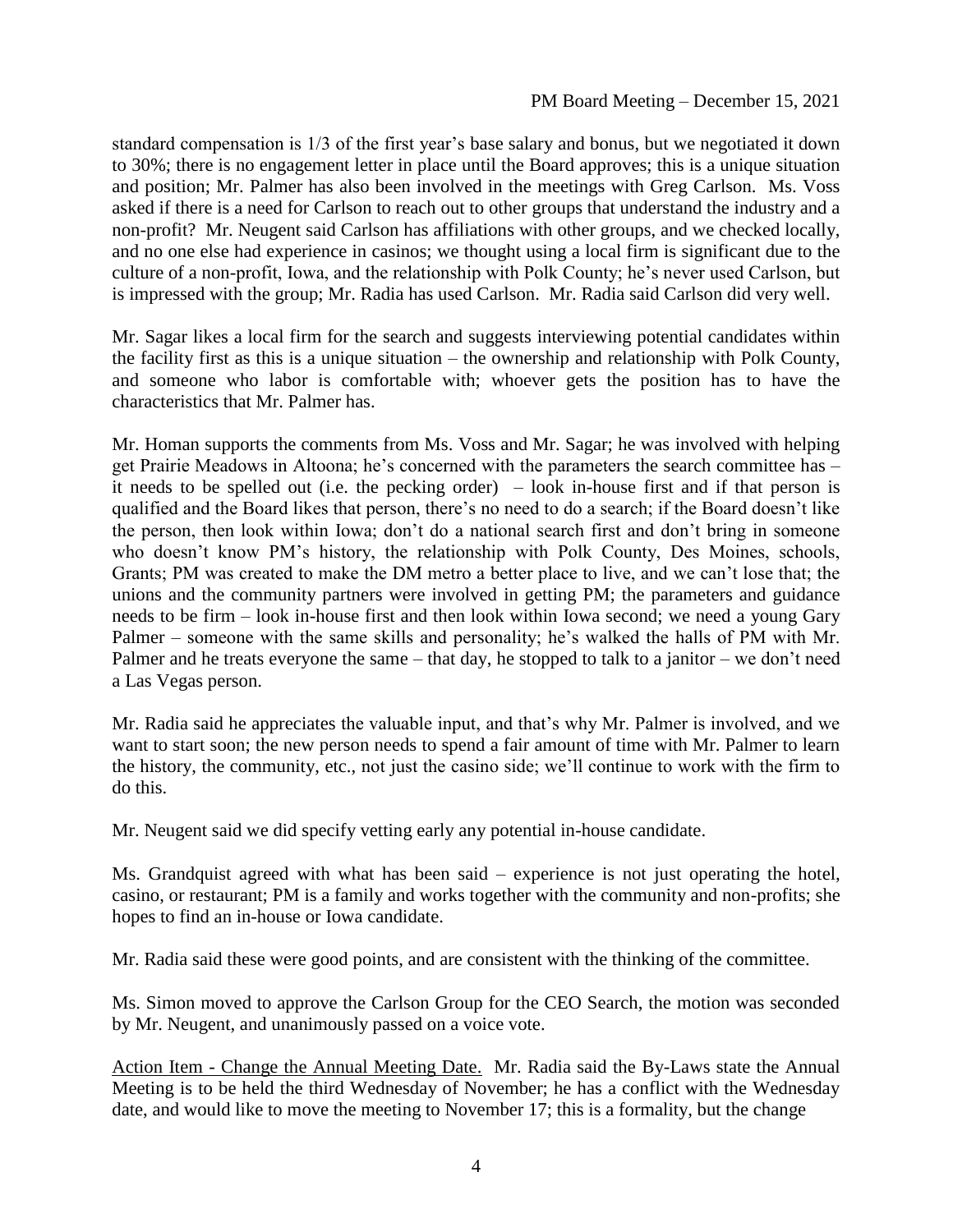standard compensation is 1/3 of the first year's base salary and bonus, but we negotiated it down to 30%; there is no engagement letter in place until the Board approves; this is a unique situation and position; Mr. Palmer has also been involved in the meetings with Greg Carlson. Ms. Voss asked if there is a need for Carlson to reach out to other groups that understand the industry and a non-profit? Mr. Neugent said Carlson has affiliations with other groups, and we checked locally, and no one else had experience in casinos; we thought using a local firm is significant due to the culture of a non-profit, Iowa, and the relationship with Polk County; he's never used Carlson, but is impressed with the group; Mr. Radia has used Carlson. Mr. Radia said Carlson did very well.

Mr. Sagar likes a local firm for the search and suggests interviewing potential candidates within the facility first as this is a unique situation – the ownership and relationship with Polk County, and someone who labor is comfortable with; whoever gets the position has to have the characteristics that Mr. Palmer has.

Mr. Homan supports the comments from Ms. Voss and Mr. Sagar; he was involved with helping get Prairie Meadows in Altoona; he's concerned with the parameters the search committee has – it needs to be spelled out (i.e. the pecking order) – look in-house first and if that person is qualified and the Board likes that person, there's no need to do a search; if the Board doesn't like the person, then look within Iowa; don't do a national search first and don't bring in someone who doesn't know PM's history, the relationship with Polk County, Des Moines, schools, Grants; PM was created to make the DM metro a better place to live, and we can't lose that; the unions and the community partners were involved in getting PM; the parameters and guidance needs to be firm – look in-house first and then look within Iowa second; we need a young Gary Palmer – someone with the same skills and personality; he's walked the halls of PM with Mr. Palmer and he treats everyone the same – that day, he stopped to talk to a janitor – we don't need a Las Vegas person.

Mr. Radia said he appreciates the valuable input, and that's why Mr. Palmer is involved, and we want to start soon; the new person needs to spend a fair amount of time with Mr. Palmer to learn the history, the community, etc., not just the casino side; we'll continue to work with the firm to do this.

Mr. Neugent said we did specify vetting early any potential in-house candidate.

Ms. Grandquist agreed with what has been said – experience is not just operating the hotel, casino, or restaurant; PM is a family and works together with the community and non-profits; she hopes to find an in-house or Iowa candidate.

Mr. Radia said these were good points, and are consistent with the thinking of the committee.

Ms. Simon moved to approve the Carlson Group for the CEO Search, the motion was seconded by Mr. Neugent, and unanimously passed on a voice vote.

Action Item - Change the Annual Meeting Date. Mr. Radia said the By-Laws state the Annual Meeting is to be held the third Wednesday of November; he has a conflict with the Wednesday date, and would like to move the meeting to November 17; this is a formality, but the change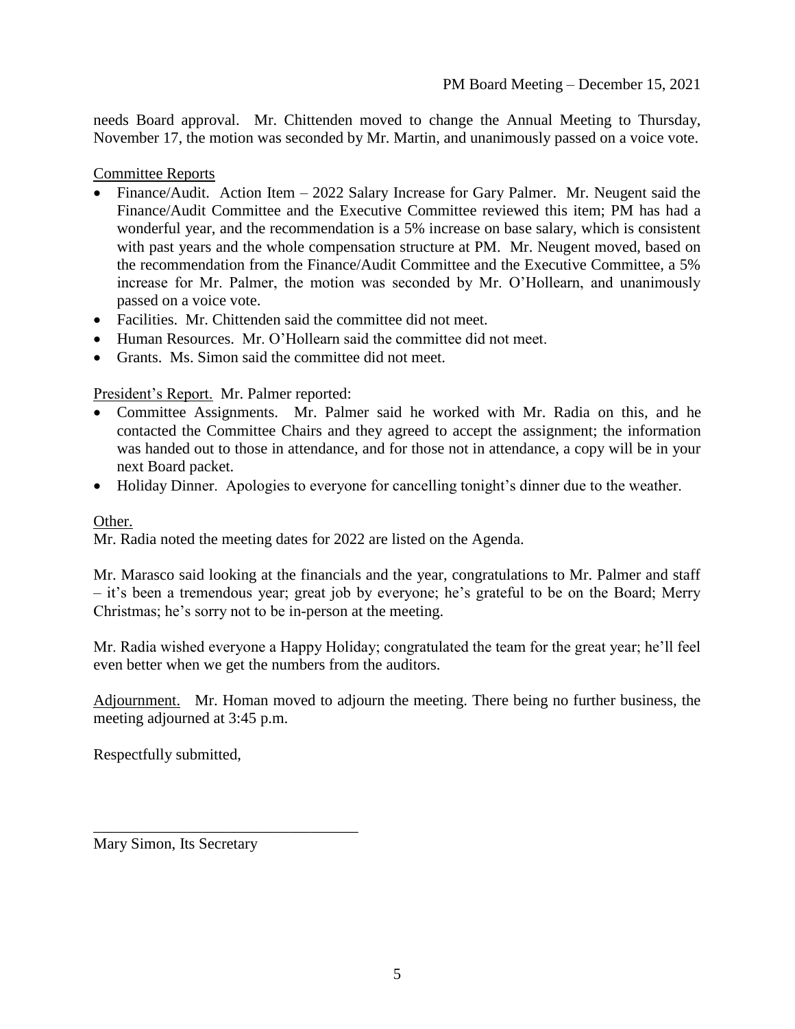needs Board approval. Mr. Chittenden moved to change the Annual Meeting to Thursday, November 17, the motion was seconded by Mr. Martin, and unanimously passed on a voice vote.

Committee Reports

- Finance/Audit. Action Item – 2022 Salary Increase for Gary Palmer. Mr. Neugent said the Finance/Audit Committee and the Executive Committee reviewed this item; PM has had a wonderful year, and the recommendation is a 5% increase on base salary, which is consistent with past years and the whole compensation structure at PM. Mr. Neugent moved, based on the recommendation from the Finance/Audit Committee and the Executive Committee, a 5% increase for Mr. Palmer, the motion was seconded by Mr. O'Hollearn, and unanimously passed on a voice vote.
- Facilities. Mr. Chittenden said the committee did not meet.
- Human Resources. Mr. O'Hollearn said the committee did not meet.
- Grants. Ms. Simon said the committee did not meet.

President's Report. Mr. Palmer reported:

- Committee Assignments. Mr. Palmer said he worked with Mr. Radia on this, and he contacted the Committee Chairs and they agreed to accept the assignment; the information was handed out to those in attendance, and for those not in attendance, a copy will be in your next Board packet.
- Holiday Dinner. Apologies to everyone for cancelling tonight's dinner due to the weather.

Other.

Mr. Radia noted the meeting dates for 2022 are listed on the Agenda.

Mr. Marasco said looking at the financials and the year, congratulations to Mr. Palmer and staff – it's been a tremendous year; great job by everyone; he's grateful to be on the Board; Merry Christmas; he's sorry not to be in-person at the meeting.

Mr. Radia wished everyone a Happy Holiday; congratulated the team for the great year; he'll feel even better when we get the numbers from the auditors.

Adjournment. Mr. Homan moved to adjourn the meeting. There being no further business, the meeting adjourned at 3:45 p.m.

Respectfully submitted,

___________________________________

Mary Simon, Its Secretary